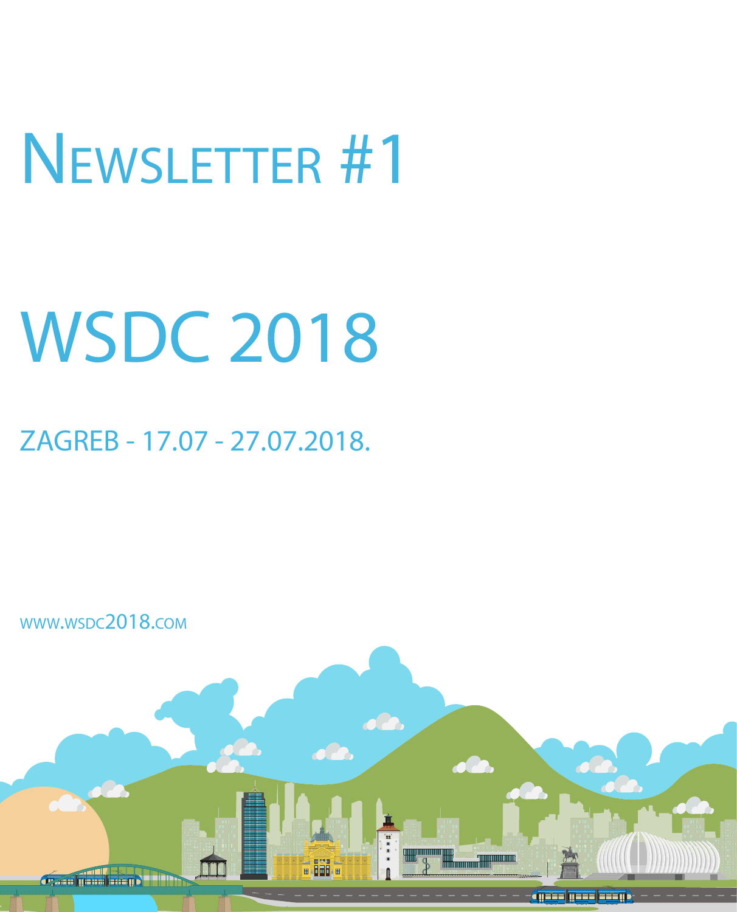# Newsletter #1

# WSDC 2018

ZAGREB - 17.07 - 27.07.2018.

www.wsdc2018.com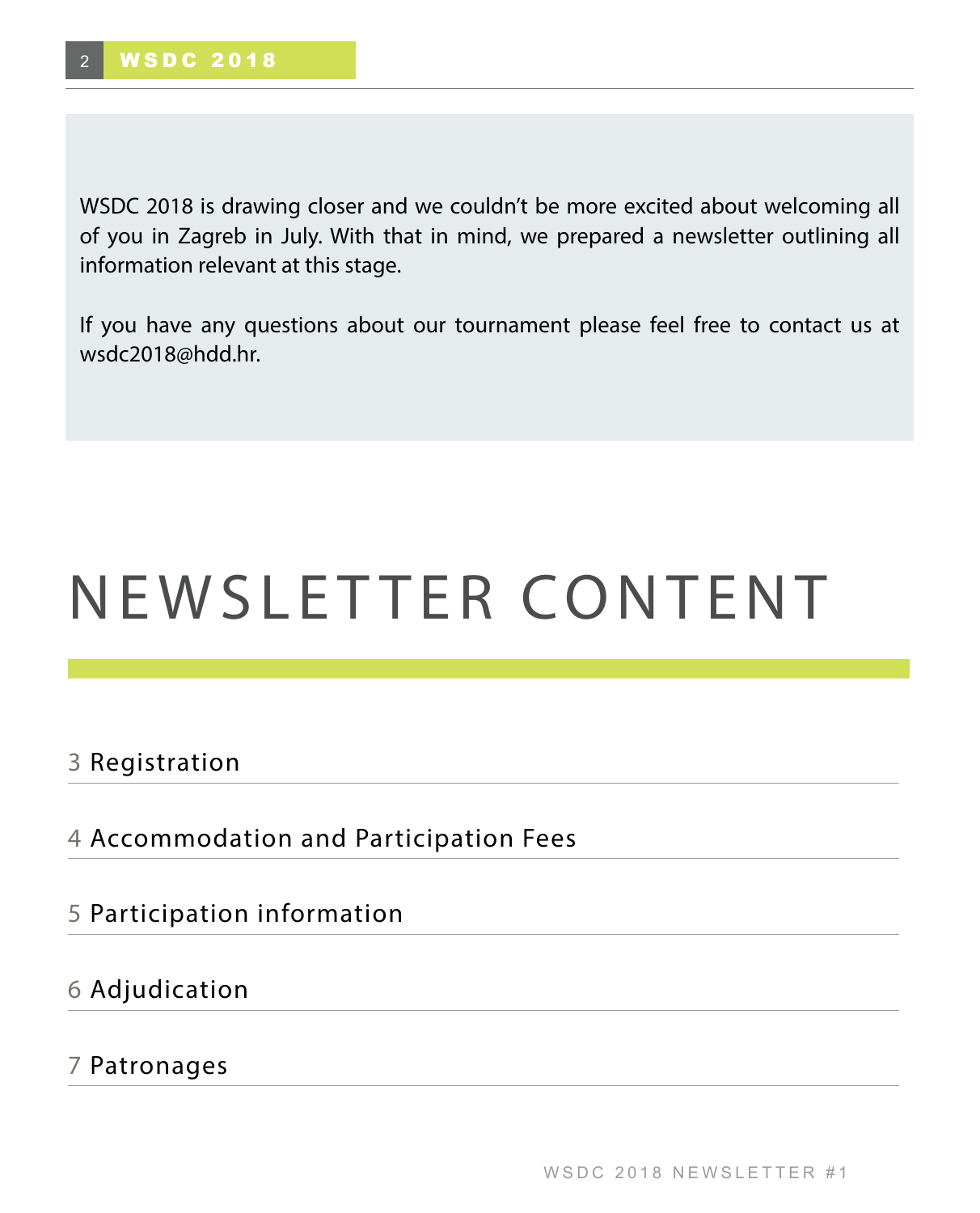WSDC 2018 is drawing closer and we couldn't be more excited about welcoming all of you in Zagreb in July. With that in mind, we prepared a newsletter outlining all information relevant at this stage.

If you have any questions about our tournament please feel free to contact us at wsdc2018@hdd.hr.

# NEWSLETTER CONTENT

3 Registration

4 Accommodation and Participation Fees

5 Participation information

6 Adjudication

7 Patronages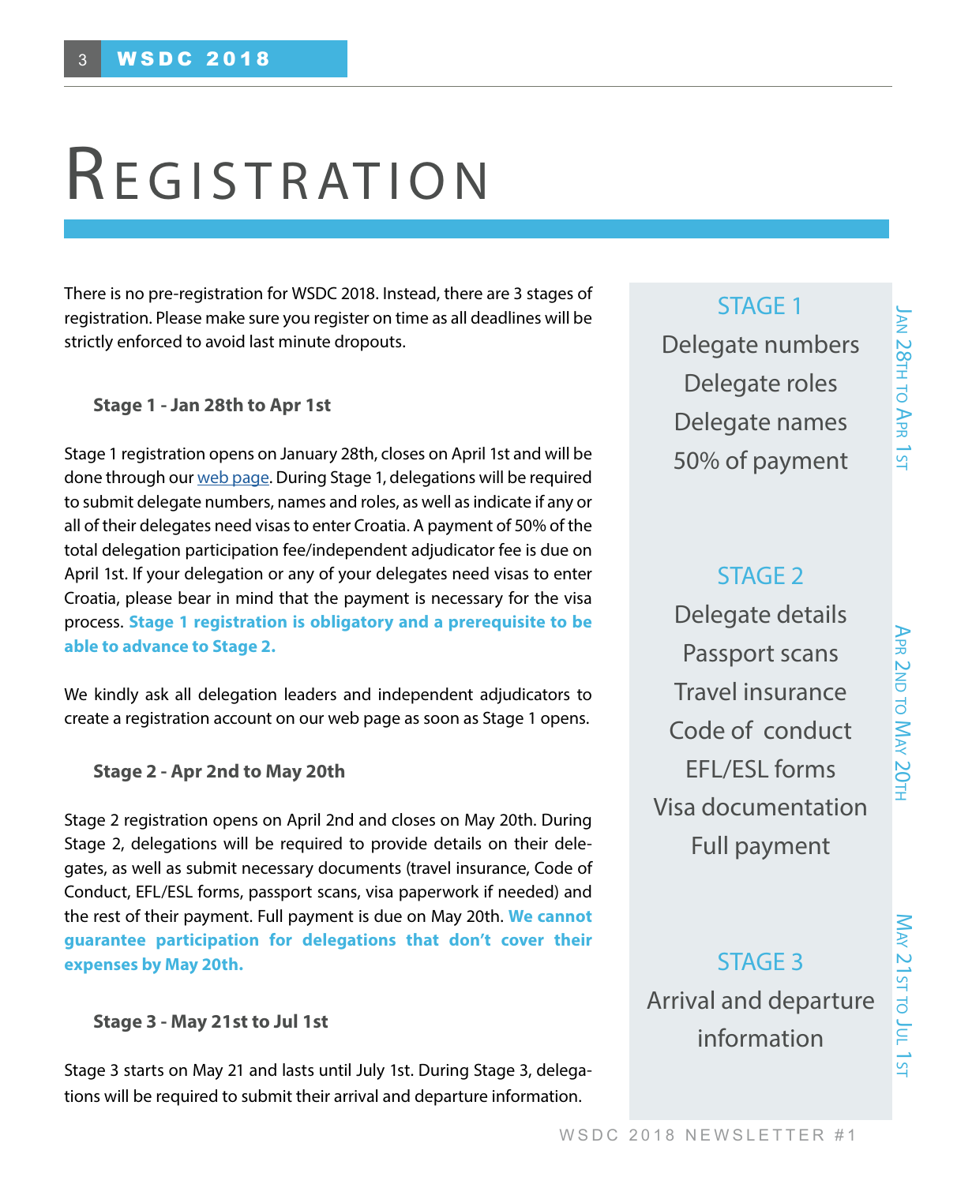# Registration

There is no pre-registration for WSDC 2018. Instead, there are 3 stages of registration. Please make sure you register on time as all deadlines will be strictly enforced to avoid last minute dropouts.

### Stage 1 - Jan 28th to Apr 1st

Stage 1 registration opens on January 28th, closes on April 1st and will be done through our web page. During Stage 1, delegations will be required to submit delegate numbers, names and roles, as well as indicate if any or all of their delegates need visas to enter Croatia. A payment of 50% of the total delegation participation fee/independent adjudicator fee is due on April 1st. If your delegation or any of your delegates need visas to enter Croatia, please bear in mind that the payment is necessary for the visa process. **Stage 1 registration is obligatory and a prerequisite to be able to advance to Stage 2.**

We kindly ask all delegation leaders and independent adjudicators to create a registration account on our web page as soon as Stage 1 opens.

### Stage 2 - Apr 2nd to May 20th

Stage 2 registration opens on April 2nd and closes on May 20th. During Stage 2, delegations will be required to provide details on their delegates, as well as submit necessary documents (travel insurance, Code of Conduct, EFL/ESL forms, passport scans, visa paperwork if needed) and the rest of their payment. Full payment is due on May 20th. **We cannot guarantee participation for delegations that don't cover their expenses by May 20th.**

### Stage 3 - May 21st to Jul 1st

Stage 3 starts on May 21 and lasts until July 1st. During Stage 3, delegations will be required to submit their arrival and departure information.

---

**STAGE 1** — Jan 28th to Apr 1st

Delegate numbers
Delegate roles
Delegate names
50% of payment

**STAGE 2** — Apr 2nd to May 20th

Delegate details
Passport scans
Travel insurance
Code of conduct
EFL/ESL forms
Visa documentation
Full payment

**STAGE 3** — May 21st to Jul 1st

Arrival and departure information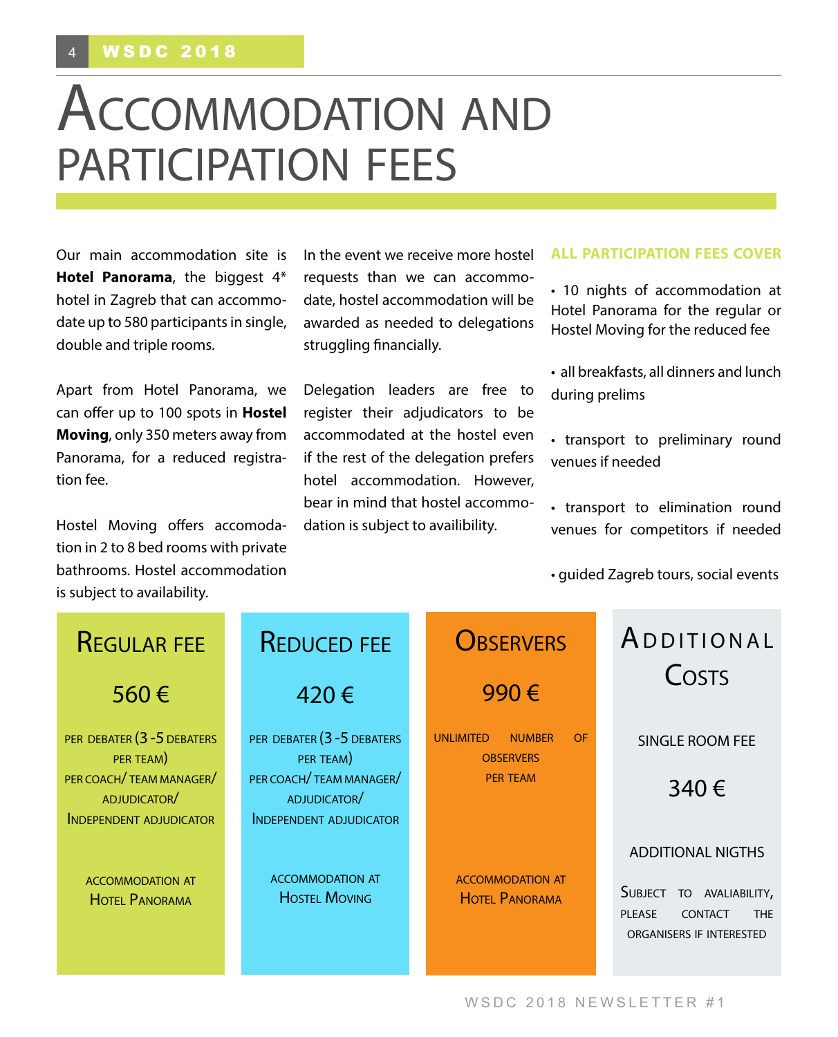# Accommodation and participation fees

Our main accommodation site is **Hotel Panorama**, the biggest 4* hotel in Zagreb that can accommodate up to 580 participants in single, double and triple rooms.

Apart from Hotel Panorama, we can offer up to 100 spots in **Hostel Moving**, only 350 meters away from Panorama, for a reduced registration fee.

Hostel Moving offers accomodation in 2 to 8 bed rooms with private bathrooms. Hostel accommodation is subject to availability.

In the event we receive more hostel requests than we can accommodate, hostel accommodation will be awarded as needed to delegations struggling financially.

Delegation leaders are free to register their adjudicators to be accommodated at the hostel even if the rest of the delegation prefers hotel accommodation. However, bear in mind that hostel accommodation is subject to availibility.

### ALL PARTICIPATION FEES COVER

- 10 nights of accommodation at Hotel Panorama for the regular or Hostel Moving for the reduced fee
- all breakfasts, all dinners and lunch during prelims
- transport to preliminary round venues if needed
- transport to elimination round venues for competitors if needed
- guided Zagreb tours, social events

## Regular fee

**560 €**

per debater (3 -5 debaters per team)
per coach/ team manager/ adjudicator/ Independent adjudicator

accommodation at Hotel Panorama

## Reduced fee

**420 €**

per debater (3 -5 debaters per team)
per coach/ team manager/ adjudicator/ Independent adjudicator

accommodation at Hostel Moving

## Observers

**990 €**

unlimited number of observers per team

accommodation at Hotel Panorama

## Additional Costs

SINGLE ROOM FEE

**340 €**

ADDITIONAL NIGTHS

Subject to avaliability, please contact the organisers if interested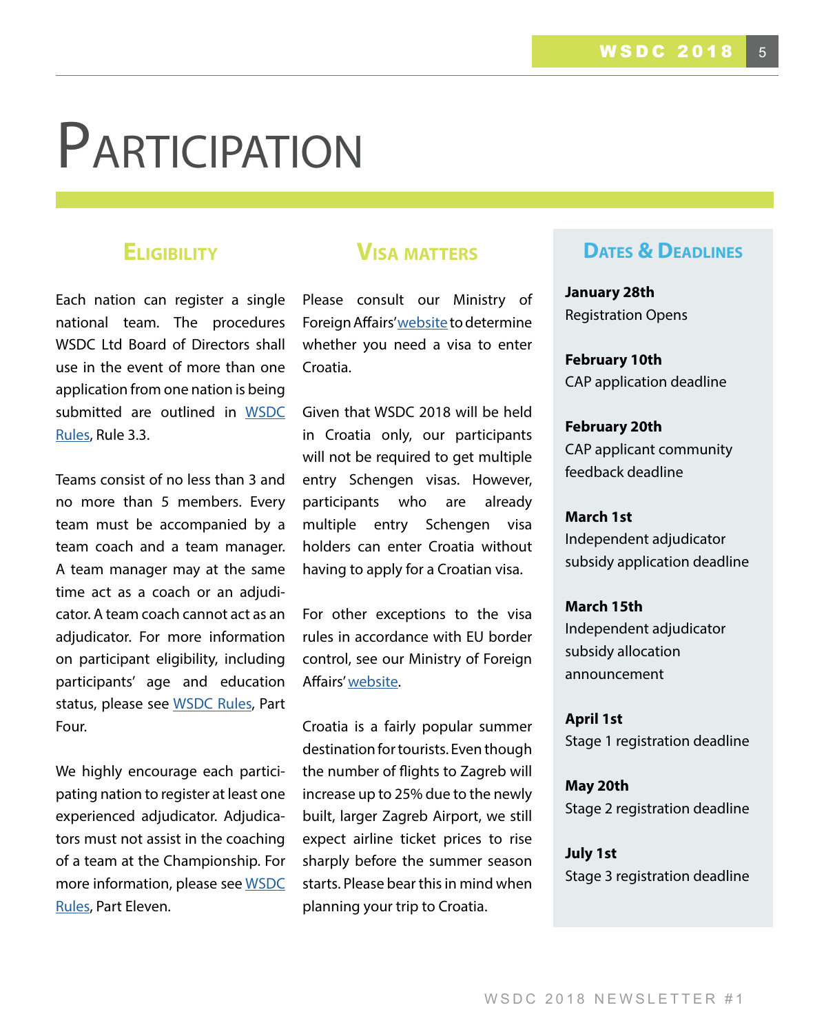# Participation

## Eligibility

Each nation can register a single national team. The procedures WSDC Ltd Board of Directors shall use in the event of more than one application from one nation is being submitted are outlined in WSDC Rules, Rule 3.3.

Teams consist of no less than 3 and no more than 5 members. Every team must be accompanied by a team coach and a team manager. A team manager may at the same time act as a coach or an adjudicator. A team coach cannot act as an adjudicator. For more information on participant eligibility, including participants' age and education status, please see WSDC Rules, Part Four.

We highly encourage each participating nation to register at least one experienced adjudicator. Adjudicators must not assist in the coaching of a team at the Championship. For more information, please see WSDC Rules, Part Eleven.

## Visa Matters

Please consult our Ministry of Foreign Affairs' website to determine whether you need a visa to enter Croatia.

Given that WSDC 2018 will be held in Croatia only, our participants will not be required to get multiple entry Schengen visas. However, participants who are already multiple entry Schengen visa holders can enter Croatia without having to apply for a Croatian visa.

For other exceptions to the visa rules in accordance with EU border control, see our Ministry of Foreign Affairs' website.

Croatia is a fairly popular summer destination for tourists. Even though the number of flights to Zagreb will increase up to 25% due to the newly built, larger Zagreb Airport, we still expect airline ticket prices to rise sharply before the summer season starts. Please bear this in mind when planning your trip to Croatia.

## Dates & Deadlines

**January 28th**
Registration Opens

**February 10th**
CAP application deadline

**February 20th**
CAP applicant community feedback deadline

**March 1st**
Independent adjudicator subsidy application deadline

**March 15th**
Independent adjudicator subsidy allocation announcement

**April 1st**
Stage 1 registration deadline

**May 20th**
Stage 2 registration deadline

**July 1st**
Stage 3 registration deadline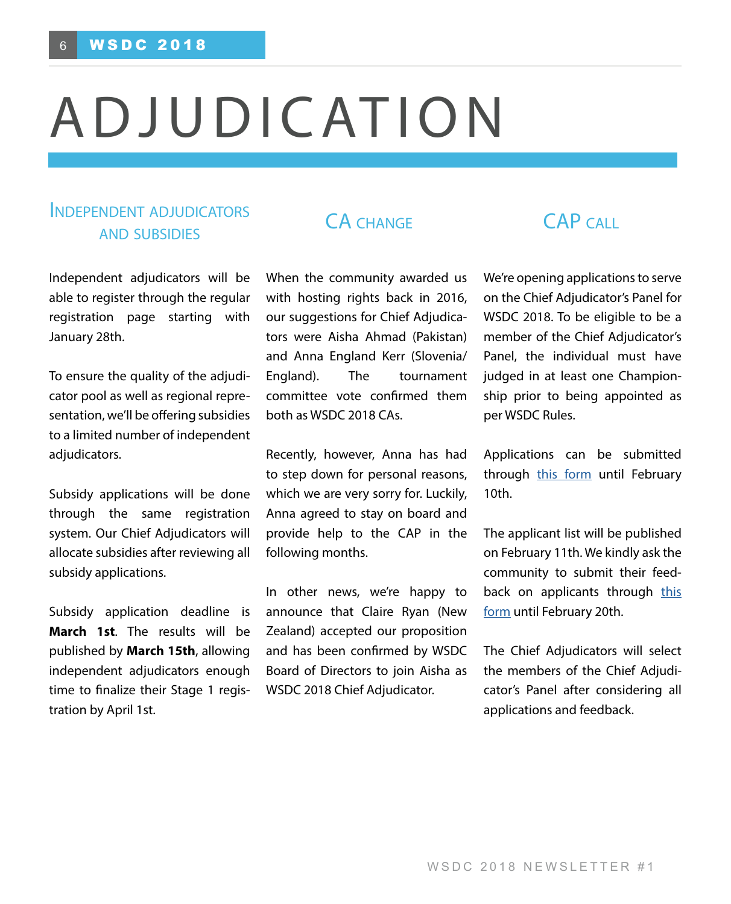# ADJUDICATION

## Independent Adjudicators and Subsidies

Independent adjudicators will be able to register through the regular registration page starting with January 28th.

To ensure the quality of the adjudicator pool as well as regional representation, we'll be offering subsidies to a limited number of independent adjudicators.

Subsidy applications will be done through the same registration system. Our Chief Adjudicators will allocate subsidies after reviewing all subsidy applications.

Subsidy application deadline is **March 1st**. The results will be published by **March 15th**, allowing independent adjudicators enough time to finalize their Stage 1 registration by April 1st.

## CA Change

When the community awarded us with hosting rights back in 2016, our suggestions for Chief Adjudicators were Aisha Ahmad (Pakistan) and Anna England Kerr (Slovenia/England). The tournament committee vote confirmed them both as WSDC 2018 CAs.

Recently, however, Anna has had to step down for personal reasons, which we are very sorry for. Luckily, Anna agreed to stay on board and provide help to the CAP in the following months.

In other news, we're happy to announce that Claire Ryan (New Zealand) accepted our proposition and has been confirmed by WSDC Board of Directors to join Aisha as WSDC 2018 Chief Adjudicator.

## CAP Call

We're opening applications to serve on the Chief Adjudicator's Panel for WSDC 2018. To be eligible to be a member of the Chief Adjudicator's Panel, the individual must have judged in at least one Championship prior to being appointed as per WSDC Rules.

Applications can be submitted through this form until February 10th.

The applicant list will be published on February 11th. We kindly ask the community to submit their feedback on applicants through this form until February 20th.

The Chief Adjudicators will select the members of the Chief Adjudicator's Panel after considering all applications and feedback.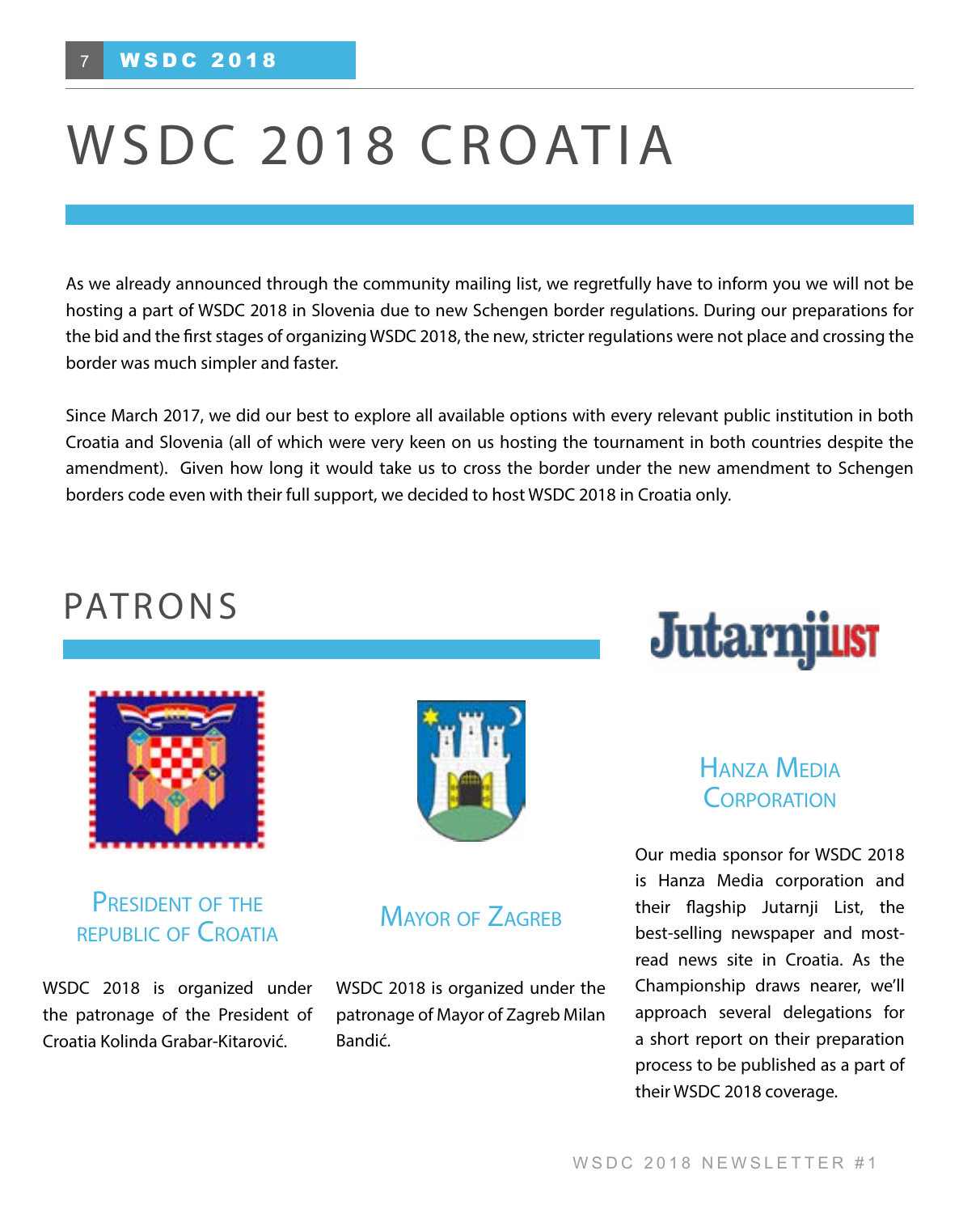# WSDC 2018 CROATIA

As we already announced through the community mailing list, we regretfully have to inform you we will not be hosting a part of WSDC 2018 in Slovenia due to new Schengen border regulations. During our preparations for the bid and the first stages of organizing WSDC 2018, the new, stricter regulations were not place and crossing the border was much simpler and faster.

Since March 2017, we did our best to explore all available options with every relevant public institution in both Croatia and Slovenia (all of which were very keen on us hosting the tournament in both countries despite the amendment). Given how long it would take us to cross the border under the new amendment to Schengen borders code even with their full support, we decided to host WSDC 2018 in Croatia only.

## PATRONS

### President of the Republic of Croatia

WSDC 2018 is organized under the patronage of the President of Croatia Kolinda Grabar-Kitarović.

### Mayor of Zagreb

WSDC 2018 is organized under the patronage of Mayor of Zagreb Milan Bandić.

### Hanza Media Corporation

Our media sponsor for WSDC 2018 is Hanza Media corporation and their flagship Jutarnji List, the best-selling newspaper and most-read news site in Croatia. As the Championship draws nearer, we'll approach several delegations for a short report on their preparation process to be published as a part of their WSDC 2018 coverage.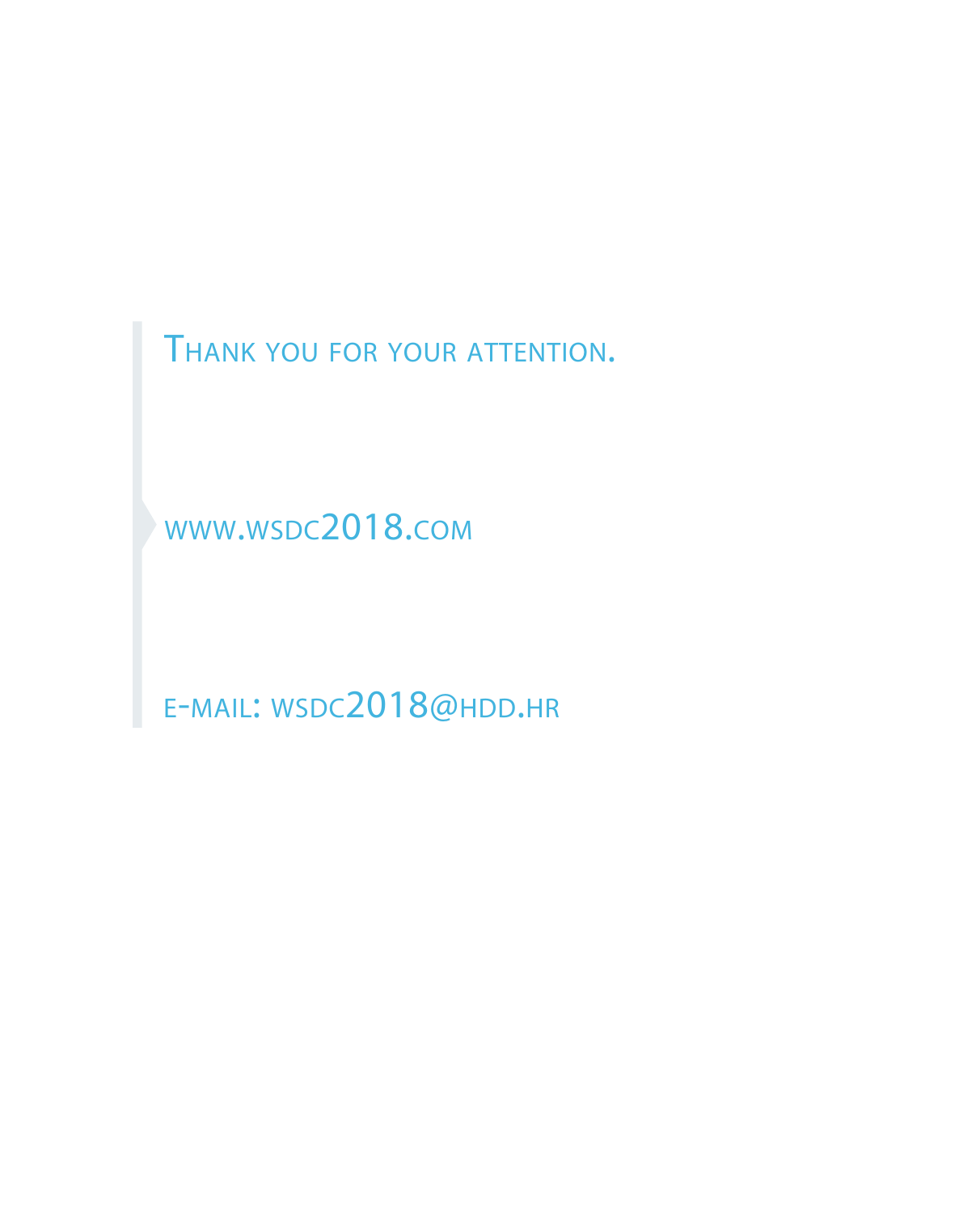Thank you for your attention.

www.wsdc2018.com

e-mail: wsdc2018@hdd.hr